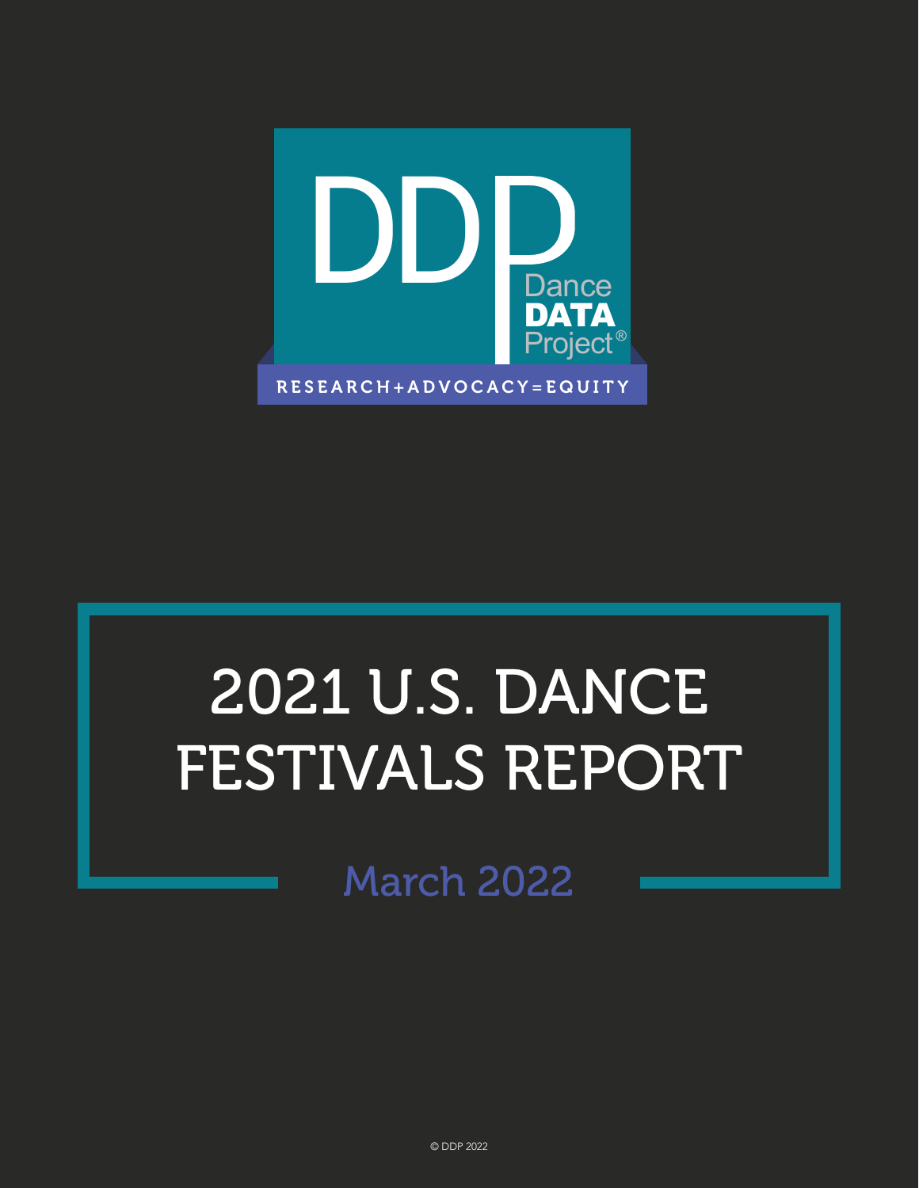DDP

Dance DATA Project®

RESEARCH+ADVOCACY=EQUITY

# 2021 U.S. DANCE FESTIVALS REPORT

March 2022

© DDP 2022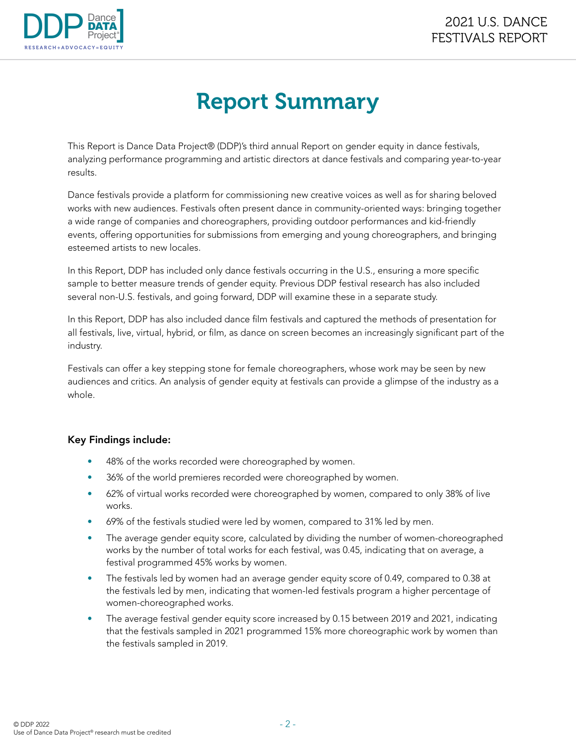# Report Summary

This Report is Dance Data Project® (DDP)'s third annual Report on gender equity in dance festivals, analyzing performance programming and artistic directors at dance festivals and comparing year-to-year results.

Dance festivals provide a platform for commissioning new creative voices as well as for sharing beloved works with new audiences. Festivals often present dance in community-oriented ways: bringing together a wide range of companies and choreographers, providing outdoor performances and kid-friendly events, offering opportunities for submissions from emerging and young choreographers, and bringing esteemed artists to new locales.

In this Report, DDP has included only dance festivals occurring in the U.S., ensuring a more specific sample to better measure trends of gender equity. Previous DDP festival research has also included several non-U.S. festivals, and going forward, DDP will examine these in a separate study.

In this Report, DDP has also included dance film festivals and captured the methods of presentation for all festivals, live, virtual, hybrid, or film, as dance on screen becomes an increasingly significant part of the industry.

Festivals can offer a key stepping stone for female choreographers, whose work may be seen by new audiences and critics. An analysis of gender equity at festivals can provide a glimpse of the industry as a whole.

**Key Findings include:**

- 48% of the works recorded were choreographed by women.
- 36% of the world premieres recorded were choreographed by women.
- 62% of virtual works recorded were choreographed by women, compared to only 38% of live works.
- 69% of the festivals studied were led by women, compared to 31% led by men.
- The average gender equity score, calculated by dividing the number of women-choreographed works by the number of total works for each festival, was 0.45, indicating that on average, a festival programmed 45% works by women.
- The festivals led by women had an average gender equity score of 0.49, compared to 0.38 at the festivals led by men, indicating that women-led festivals program a higher percentage of women-choreographed works.
- The average festival gender equity score increased by 0.15 between 2019 and 2021, indicating that the festivals sampled in 2021 programmed 15% more choreographic work by women than the festivals sampled in 2019.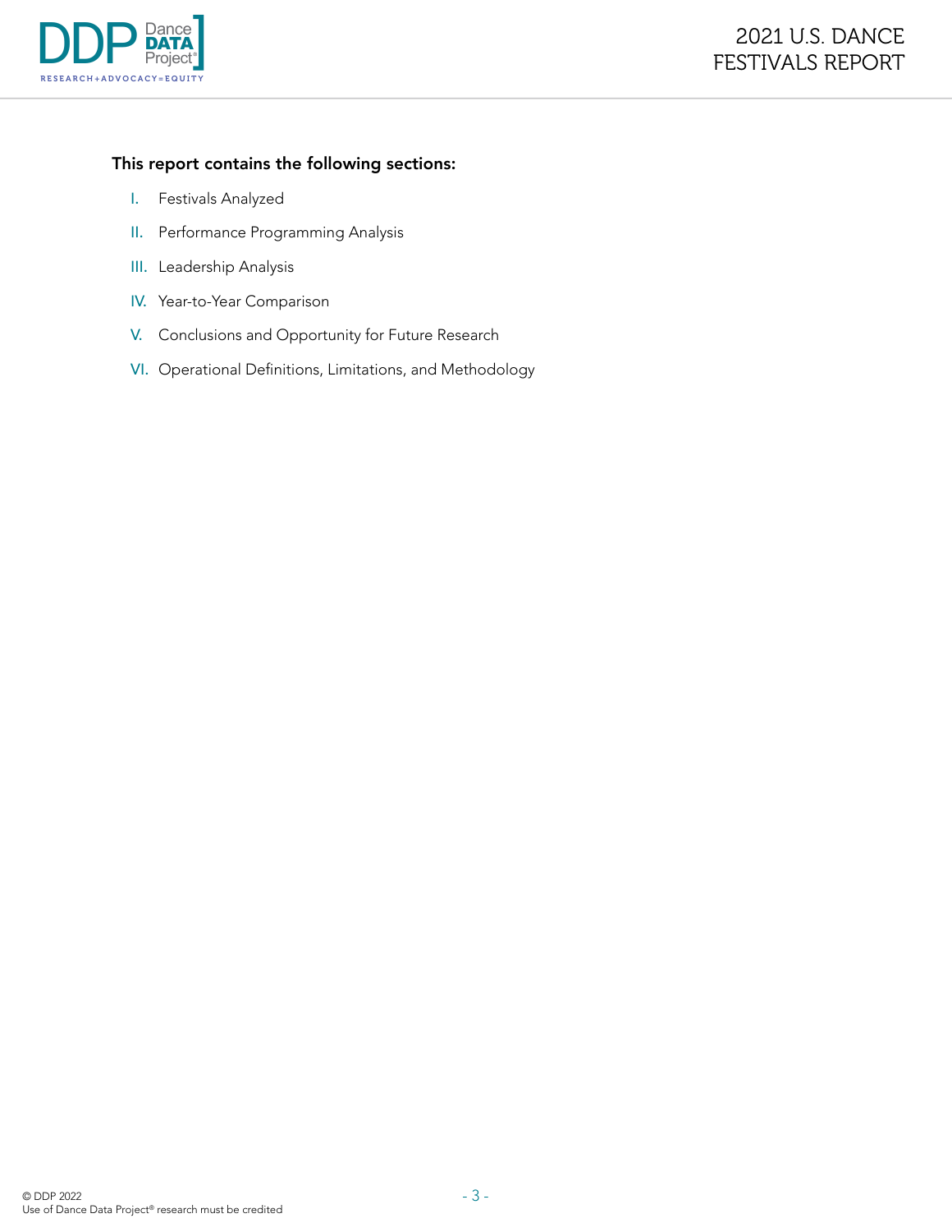**This report contains the following sections:**

I. Festivals Analyzed

II. Performance Programming Analysis

III. Leadership Analysis

IV. Year-to-Year Comparison

V. Conclusions and Opportunity for Future Research

VI. Operational Definitions, Limitations, and Methodology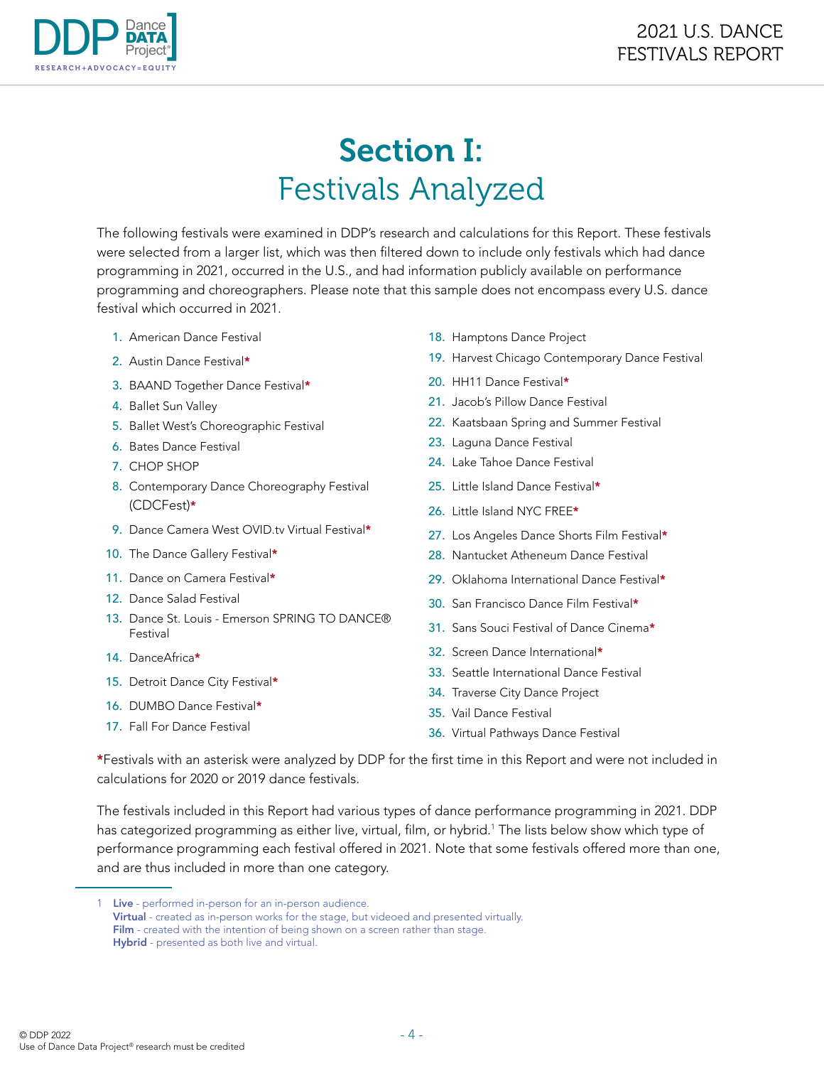# Section I:
## Festivals Analyzed

The following festivals were examined in DDP's research and calculations for this Report. These festivals were selected from a larger list, which was then filtered down to include only festivals which had dance programming in 2021, occurred in the U.S., and had information publicly available on performance programming and choreographers. Please note that this sample does not encompass every U.S. dance festival which occurred in 2021.

1. American Dance Festival
2. Austin Dance Festival*
3. BAAND Together Dance Festival*
4. Ballet Sun Valley
5. Ballet West's Choreographic Festival
6. Bates Dance Festival
7. CHOP SHOP
8. Contemporary Dance Choreography Festival (CDCFest)*
9. Dance Camera West OVID.tv Virtual Festival*
10. The Dance Gallery Festival*
11. Dance on Camera Festival*
12. Dance Salad Festival
13. Dance St. Louis - Emerson SPRING TO DANCE® Festival
14. DanceAfrica*
15. Detroit Dance City Festival*
16. DUMBO Dance Festival*
17. Fall For Dance Festival
18. Hamptons Dance Project
19. Harvest Chicago Contemporary Dance Festival
20. HH11 Dance Festival*
21. Jacob's Pillow Dance Festival
22. Kaatsbaan Spring and Summer Festival
23. Laguna Dance Festival
24. Lake Tahoe Dance Festival
25. Little Island Dance Festival*
26. Little Island NYC FREE*
27. Los Angeles Dance Shorts Film Festival*
28. Nantucket Atheneum Dance Festival
29. Oklahoma International Dance Festival*
30. San Francisco Dance Film Festival*
31. Sans Souci Festival of Dance Cinema*
32. Screen Dance International*
33. Seattle International Dance Festival
34. Traverse City Dance Project
35. Vail Dance Festival
36. Virtual Pathways Dance Festival

*Festivals with an asterisk were analyzed by DDP for the first time in this Report and were not included in calculations for 2020 or 2019 dance festivals.

The festivals included in this Report had various types of dance performance programming in 2021. DDP has categorized programming as either live, virtual, film, or hybrid.[1] The lists below show which type of performance programming each festival offered in 2021. Note that some festivals offered more than one, and are thus included in more than one category.

---

1 **Live** - performed in-person for an in-person audience.
**Virtual** - created as in-person works for the stage, but videoed and presented virtually.
**Film** - created with the intention of being shown on a screen rather than stage.
**Hybrid** - presented as both live and virtual.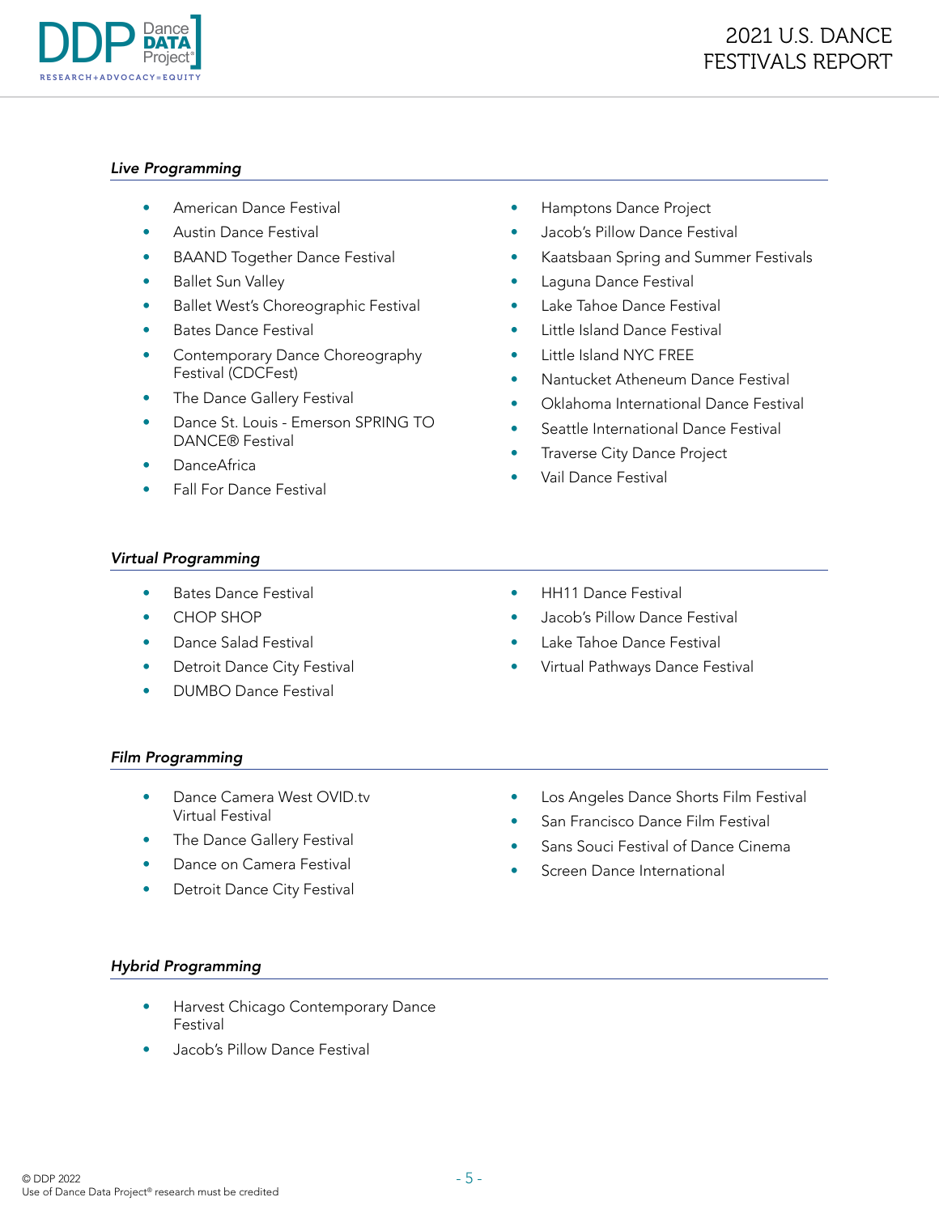### *Live Programming*

- American Dance Festival
- Austin Dance Festival
- BAAND Together Dance Festival
- Ballet Sun Valley
- Ballet West's Choreographic Festival
- Bates Dance Festival
- Contemporary Dance Choreography Festival (CDCFest)
- The Dance Gallery Festival
- Dance St. Louis - Emerson SPRING TO DANCE® Festival
- DanceAfrica
- Fall For Dance Festival
- Hamptons Dance Project
- Jacob's Pillow Dance Festival
- Kaatsbaan Spring and Summer Festivals
- Laguna Dance Festival
- Lake Tahoe Dance Festival
- Little Island Dance Festival
- Little Island NYC FREE
- Nantucket Atheneum Dance Festival
- Oklahoma International Dance Festival
- Seattle International Dance Festival
- Traverse City Dance Project
- Vail Dance Festival

### *Virtual Programming*

- Bates Dance Festival
- CHOP SHOP
- Dance Salad Festival
- Detroit Dance City Festival
- DUMBO Dance Festival
- HH11 Dance Festival
- Jacob's Pillow Dance Festival
- Lake Tahoe Dance Festival
- Virtual Pathways Dance Festival

### *Film Programming*

- Dance Camera West OVID.tv Virtual Festival
- The Dance Gallery Festival
- Dance on Camera Festival
- Detroit Dance City Festival
- Los Angeles Dance Shorts Film Festival
- San Francisco Dance Film Festival
- Sans Souci Festival of Dance Cinema
- Screen Dance International

### *Hybrid Programming*

- Harvest Chicago Contemporary Dance Festival
- Jacob's Pillow Dance Festival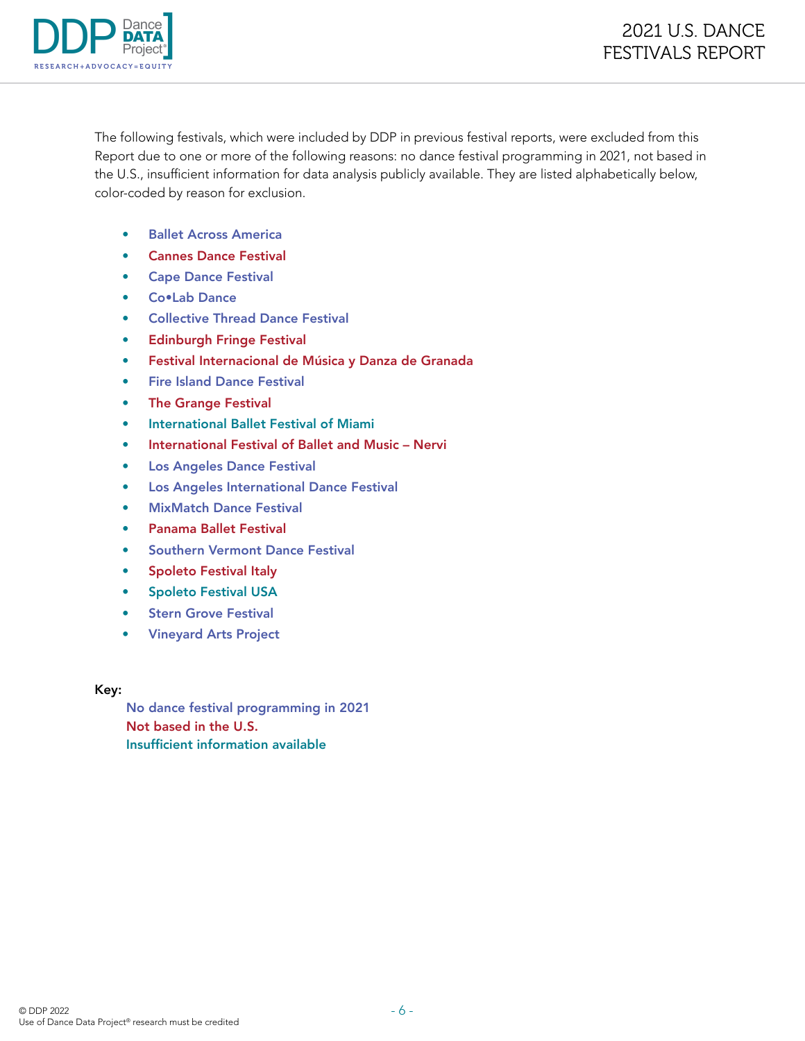The following festivals, which were included by DDP in previous festival reports, were excluded from this Report due to one or more of the following reasons: no dance festival programming in 2021, not based in the U.S., insufficient information for data analysis publicly available. They are listed alphabetically below, color-coded by reason for exclusion.

- Ballet Across America
- Cannes Dance Festival
- Cape Dance Festival
- Co•Lab Dance
- Collective Thread Dance Festival
- Edinburgh Fringe Festival
- Festival Internacional de Música y Danza de Granada
- Fire Island Dance Festival
- The Grange Festival
- International Ballet Festival of Miami
- International Festival of Ballet and Music – Nervi
- Los Angeles Dance Festival
- Los Angeles International Dance Festival
- MixMatch Dance Festival
- Panama Ballet Festival
- Southern Vermont Dance Festival
- Spoleto Festival Italy
- Spoleto Festival USA
- Stern Grove Festival
- Vineyard Arts Project

**Key:**

No dance festival programming in 2021
Not based in the U.S.
Insufficient information available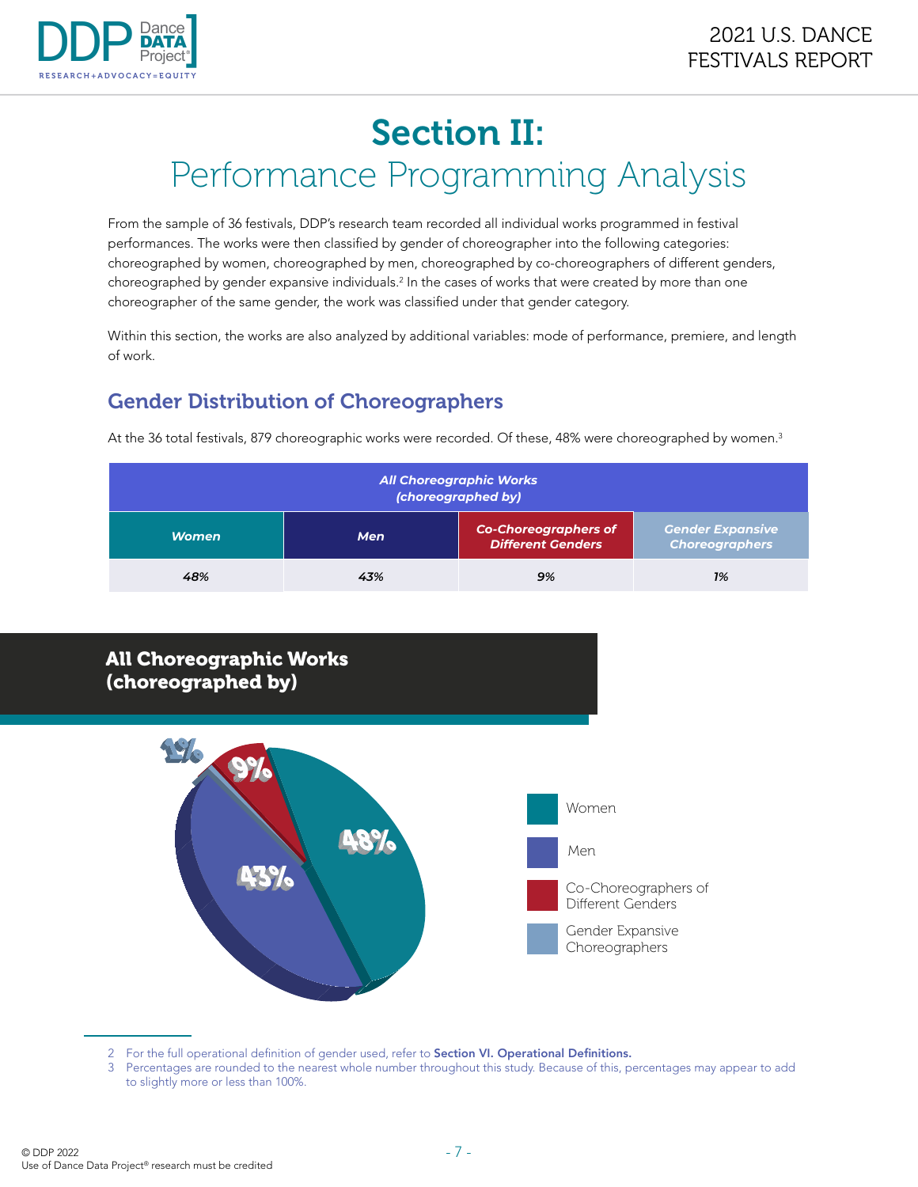# Section II:
## Performance Programming Analysis

From the sample of 36 festivals, DDP's research team recorded all individual works programmed in festival performances. The works were then classified by gender of choreographer into the following categories: choreographed by women, choreographed by men, choreographed by co-choreographers of different genders, choreographed by gender expansive individuals.[2] In the cases of works that were created by more than one choreographer of the same gender, the work was classified under that gender category.

Within this section, the works are also analyzed by additional variables: mode of performance, premiere, and length of work.

### Gender Distribution of Choreographers

At the 36 total festivals, 879 choreographic works were recorded. Of these, 48% were choreographed by women.[3]

| ***All Choreographic Works (choreographed by)*** | | | |
|---|---|---|---|
| ***Women*** | ***Men*** | ***Co-Choreographers of Different Genders*** | ***Gender Expansive Choreographers*** |
| *48%* | *43%* | *9%* | *1%* |

**All Choreographic Works (choreographed by)**

- Women: 48%
- Men: 43%
- Co-Choreographers of Different Genders: 9%
- Gender Expansive Choreographers: 1%

2 For the full operational definition of gender used, refer to **Section VI. Operational Definitions.**

3 Percentages are rounded to the nearest whole number throughout this study. Because of this, percentages may appear to add to slightly more or less than 100%.

© DDP 2022
Use of Dance Data Project® research must be credited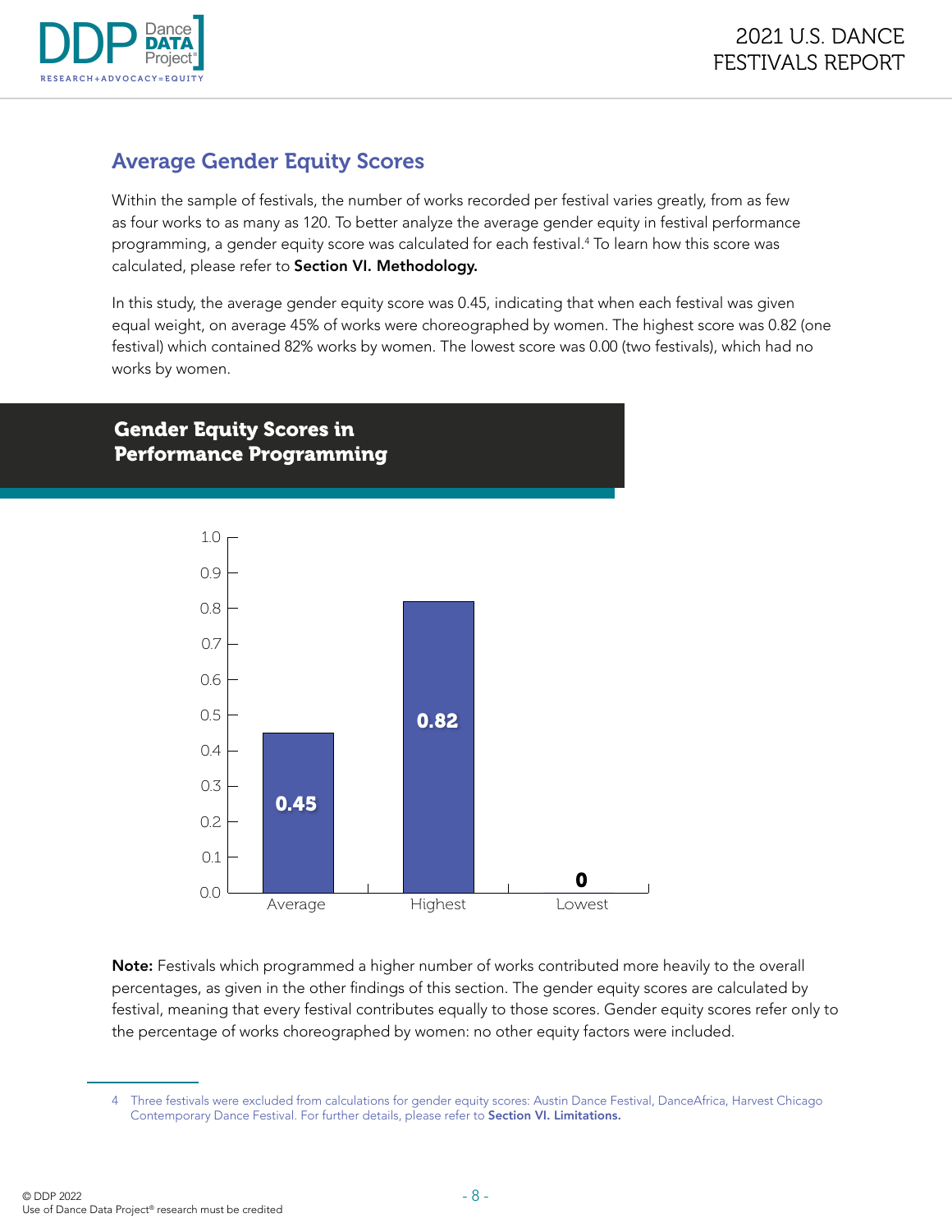## Average Gender Equity Scores

Within the sample of festivals, the number of works recorded per festival varies greatly, from as few as four works to as many as 120. To better analyze the average gender equity in festival performance programming, a gender equity score was calculated for each festival.[4] To learn how this score was calculated, please refer to **Section VI. Methodology.**

In this study, the average gender equity score was 0.45, indicating that when each festival was given equal weight, on average 45% of works were choreographed by women. The highest score was 0.82 (one festival) which contained 82% works by women. The lowest score was 0.00 (two festivals), which had no works by women.

### Gender Equity Scores in Performance Programming

| | Score |
|---|---|
| Average | 0.45 |
| Highest | 0.82 |
| Lowest | 0 |

**Note:** Festivals which programmed a higher number of works contributed more heavily to the overall percentages, as given in the other findings of this section. The gender equity scores are calculated by festival, meaning that every festival contributes equally to those scores. Gender equity scores refer only to the percentage of works choreographed by women: no other equity factors were included.

4 Three festivals were excluded from calculations for gender equity scores: Austin Dance Festival, DanceAfrica, Harvest Chicago Contemporary Dance Festival. For further details, please refer to **Section VI. Limitations.**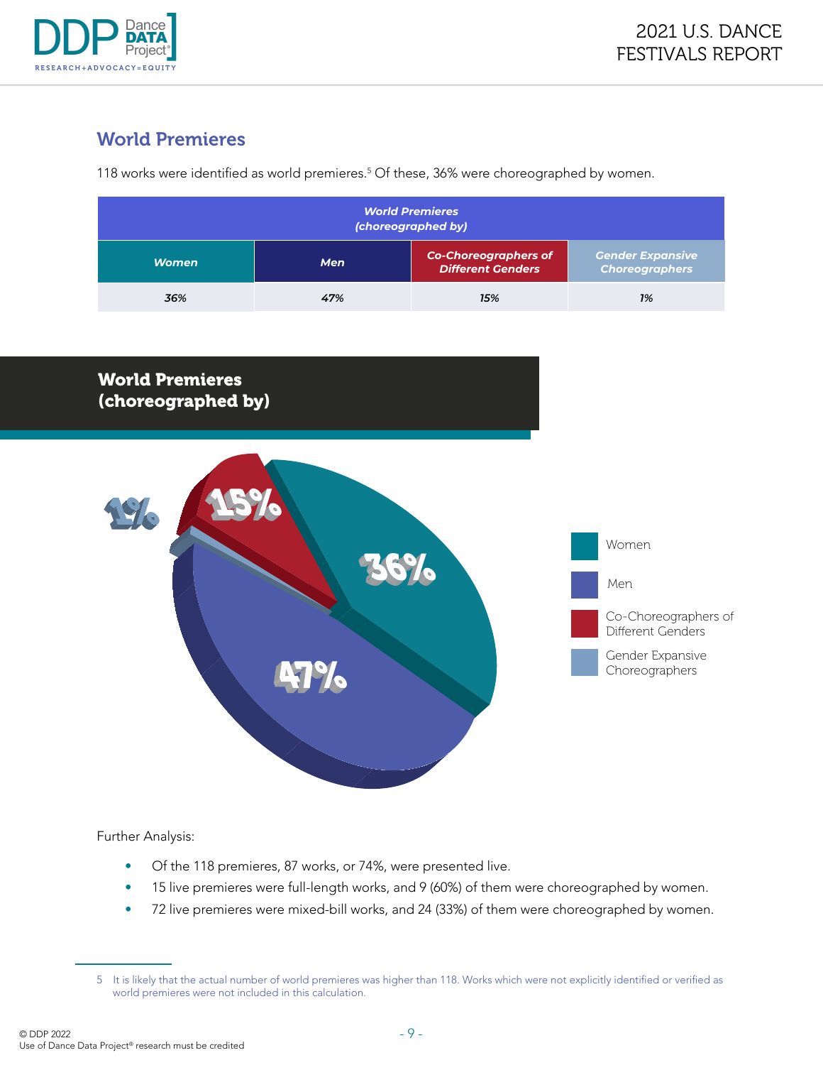## World Premieres

118 works were identified as world premieres.[5] Of these, 36% were choreographed by women.

| *World Premieres (choreographed by)* | | | |
|---|---|---|---|
| ***Women*** | ***Men*** | ***Co-Choreographers of Different Genders*** | ***Gender Expansive Choreographers*** |
| *36%* | *47%* | *15%* | *1%* |

**World Premieres (choreographed by)**

Women: 36%
Men: 47%
Co-Choreographers of Different Genders: 15%
Gender Expansive Choreographers: 1%

Further Analysis:

- Of the 118 premieres, 87 works, or 74%, were presented live.
- 15 live premieres were full-length works, and 9 (60%) of them were choreographed by women.
- 72 live premieres were mixed-bill works, and 24 (33%) of them were choreographed by women.

5 It is likely that the actual number of world premieres was higher than 118. Works which were not explicitly identified or verified as world premieres were not included in this calculation.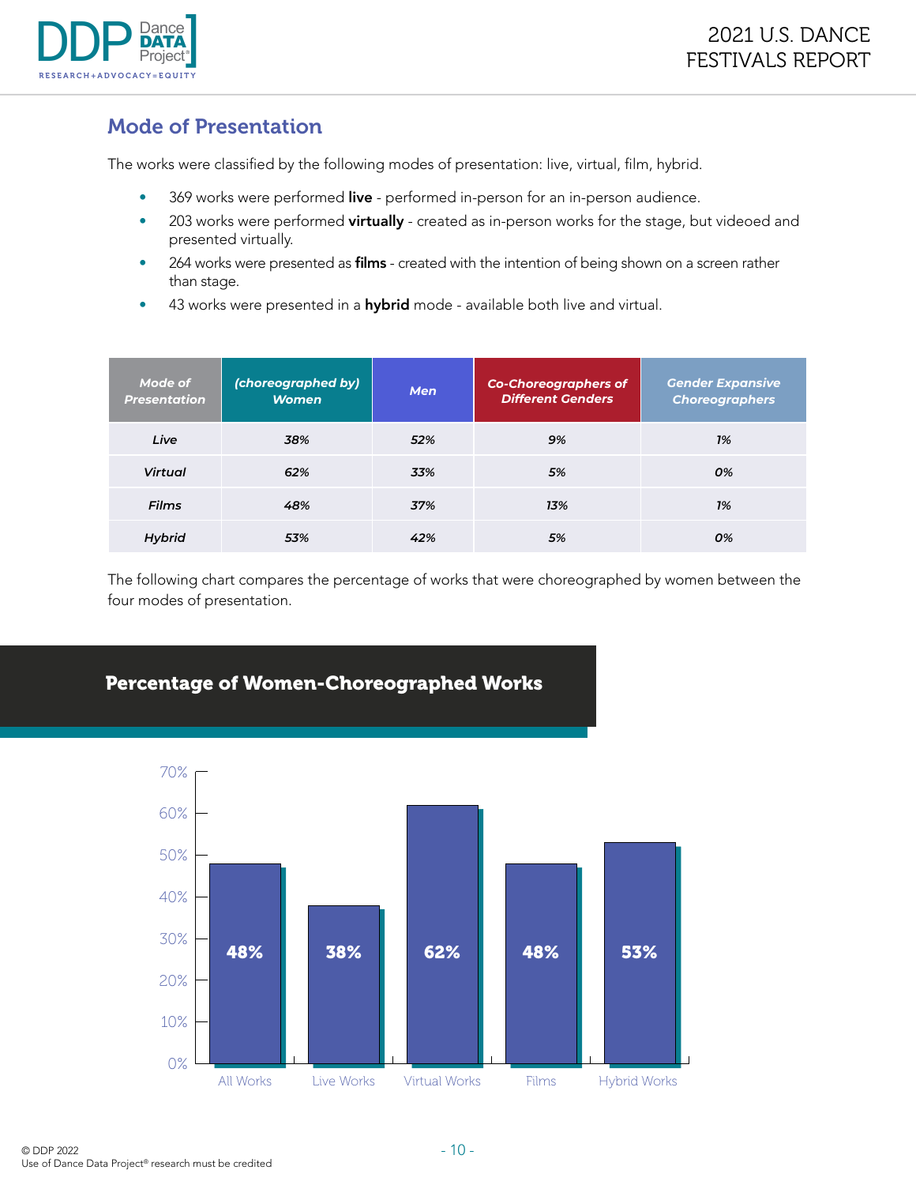## Mode of Presentation

The works were classified by the following modes of presentation: live, virtual, film, hybrid.

- 369 works were performed **live** - performed in-person for an in-person audience.
- 203 works were performed **virtually** - created as in-person works for the stage, but videoed and presented virtually.
- 264 works were presented as **films** - created with the intention of being shown on a screen rather than stage.
- 43 works were presented in a **hybrid** mode - available both live and virtual.

| Mode of Presentation | (choreographed by) Women | Men | Co-Choreographers of Different Genders | Gender Expansive Choreographers |
|---|---|---|---|---|
| Live | 38% | 52% | 9% | 1% |
| Virtual | 62% | 33% | 5% | 0% |
| Films | 48% | 37% | 13% | 1% |
| Hybrid | 53% | 42% | 5% | 0% |

The following chart compares the percentage of works that were choreographed by women between the four modes of presentation.

**Percentage of Women-Choreographed Works**

| Category | Percentage |
|---|---|
| All Works | 48% |
| Live Works | 38% |
| Virtual Works | 62% |
| Films | 48% |
| Hybrid Works | 53% |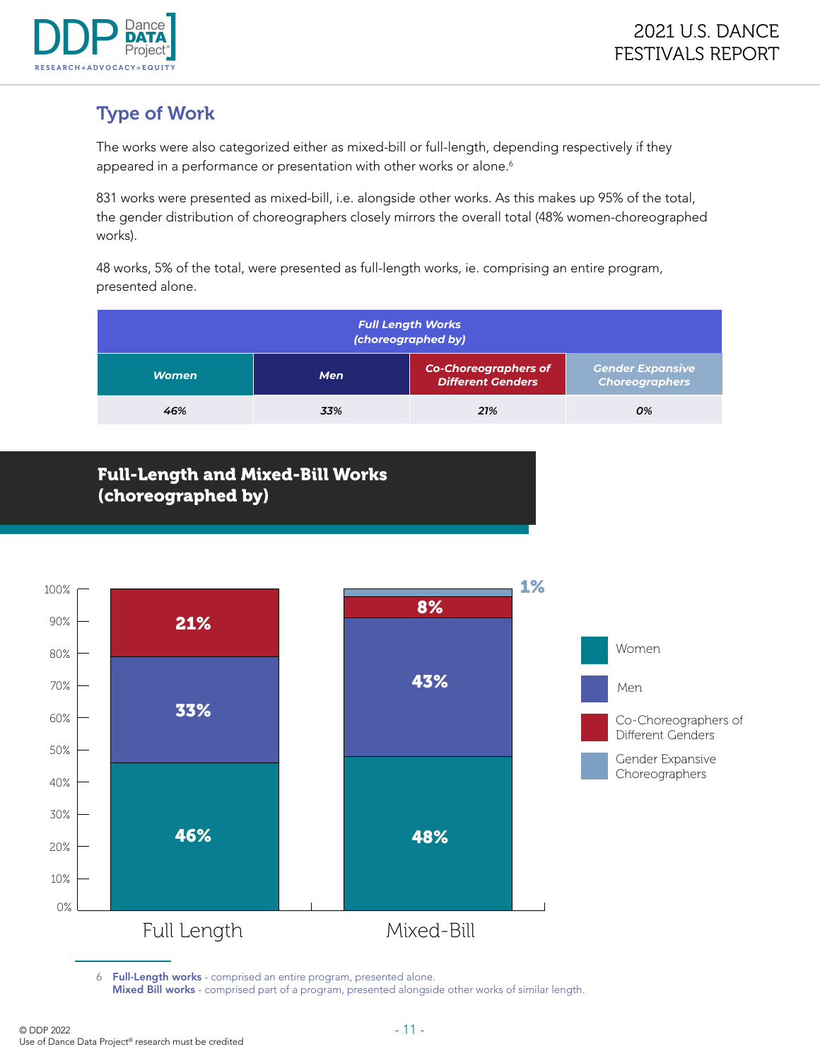## Type of Work

The works were also categorized either as mixed-bill or full-length, depending respectively if they appeared in a performance or presentation with other works or alone.[6]

831 works were presented as mixed-bill, i.e. alongside other works. As this makes up 95% of the total, the gender distribution of choreographers closely mirrors the overall total (48% women-choreographed works).

48 works, 5% of the total, were presented as full-length works, ie. comprising an entire program, presented alone.

| *Full Length Works (choreographed by)* | | | |
|---|---|---|---|
| ***Women*** | ***Men*** | ***Co-Choreographers of Different Genders*** | ***Gender Expansive Choreographers*** |
| *46%* | *33%* | *21%* | *0%* |

### Full-Length and Mixed-Bill Works (choreographed by)

| | Women | Men | Co-Choreographers of Different Genders | Gender Expansive Choreographers |
|---|---|---|---|---|
| Full Length | 46% | 33% | 21% | |
| Mixed-Bill | 48% | 43% | 8% | 1% |

6 **Full-Length works** - comprised an entire program, presented alone.
**Mixed Bill works** - comprised part of a program, presented alongside other works of similar length.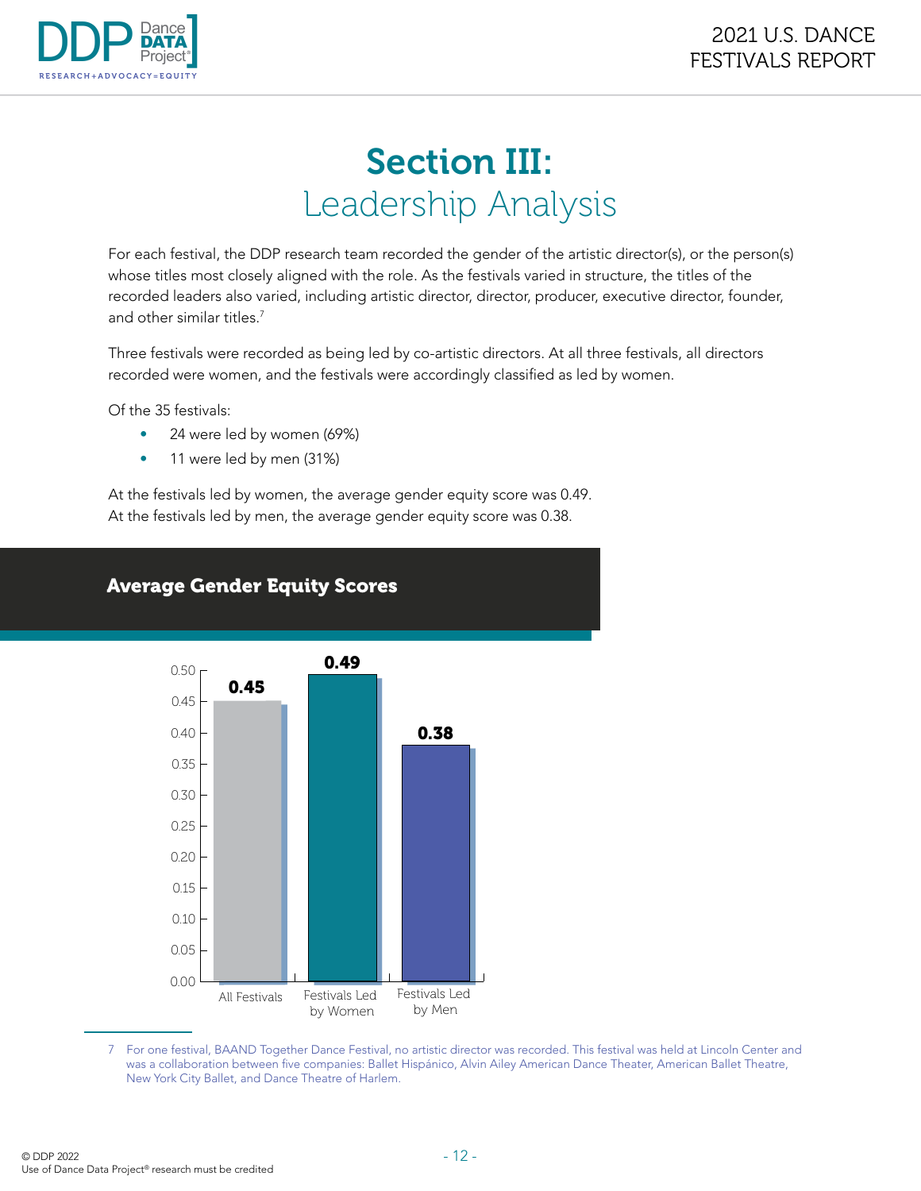# Section III: Leadership Analysis

For each festival, the DDP research team recorded the gender of the artistic director(s), or the person(s) whose titles most closely aligned with the role. As the festivals varied in structure, the titles of the recorded leaders also varied, including artistic director, director, producer, executive director, founder, and other similar titles.[7]

Three festivals were recorded as being led by co-artistic directors. At all three festivals, all directors recorded were women, and the festivals were accordingly classified as led by women.

Of the 35 festivals:

- 24 were led by women (69%)
- 11 were led by men (31%)

At the festivals led by women, the average gender equity score was 0.49.
At the festivals led by men, the average gender equity score was 0.38.

## Average Gender Equity Scores

| | Average Gender Equity Score |
|---|---|
| All Festivals | 0.45 |
| Festivals Led by Women | 0.49 |
| Festivals Led by Men | 0.38 |

7 For one festival, BAAND Together Dance Festival, no artistic director was recorded. This festival was held at Lincoln Center and was a collaboration between five companies: Ballet Hispánico, Alvin Ailey American Dance Theater, American Ballet Theatre, New York City Ballet, and Dance Theatre of Harlem.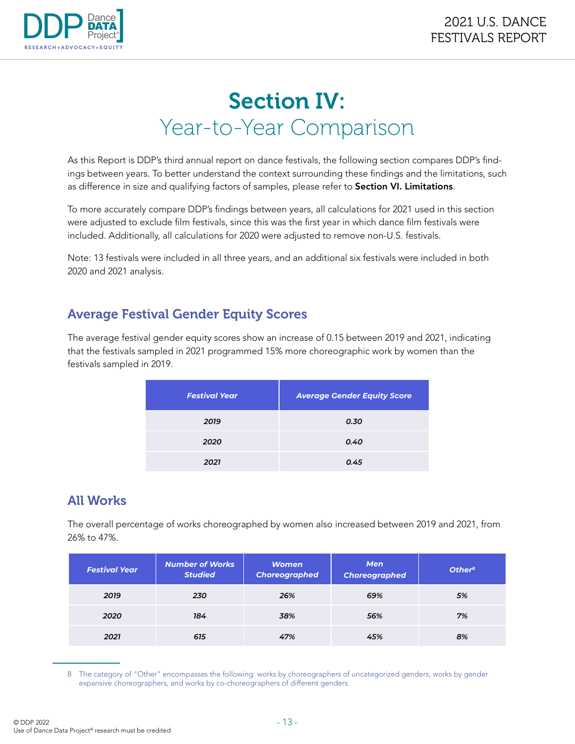# Section IV:
## Year-to-Year Comparison

As this Report is DDP's third annual report on dance festivals, the following section compares DDP's findings between years. To better understand the context surrounding these findings and the limitations, such as difference in size and qualifying factors of samples, please refer to **Section VI. Limitations**.

To more accurately compare DDP's findings between years, all calculations for 2021 used in this section were adjusted to exclude film festivals, since this was the first year in which dance film festivals were included. Additionally, all calculations for 2020 were adjusted to remove non-U.S. festivals.

Note: 13 festivals were included in all three years, and an additional six festivals were included in both 2020 and 2021 analysis.

### Average Festival Gender Equity Scores

The average festival gender equity scores show an increase of 0.15 between 2019 and 2021, indicating that the festivals sampled in 2021 programmed 15% more choreographic work by women than the festivals sampled in 2019.

| Festival Year | Average Gender Equity Score |
|---|---|
| 2019 | 0.30 |
| 2020 | 0.40 |
| 2021 | 0.45 |

### All Works

The overall percentage of works choreographed by women also increased between 2019 and 2021, from 26% to 47%.

| Festival Year | Number of Works Studied | Women Choreographed | Men Choreographed | Other[8] |
|---|---|---|---|---|
| 2019 | 230 | 26% | 69% | 5% |
| 2020 | 184 | 38% | 56% | 7% |
| 2021 | 615 | 47% | 45% | 8% |

8 The category of "Other" encompasses the following: works by choreographers of uncategorized genders, works by gender expansive choreographers, and works by co-choreographers of different genders.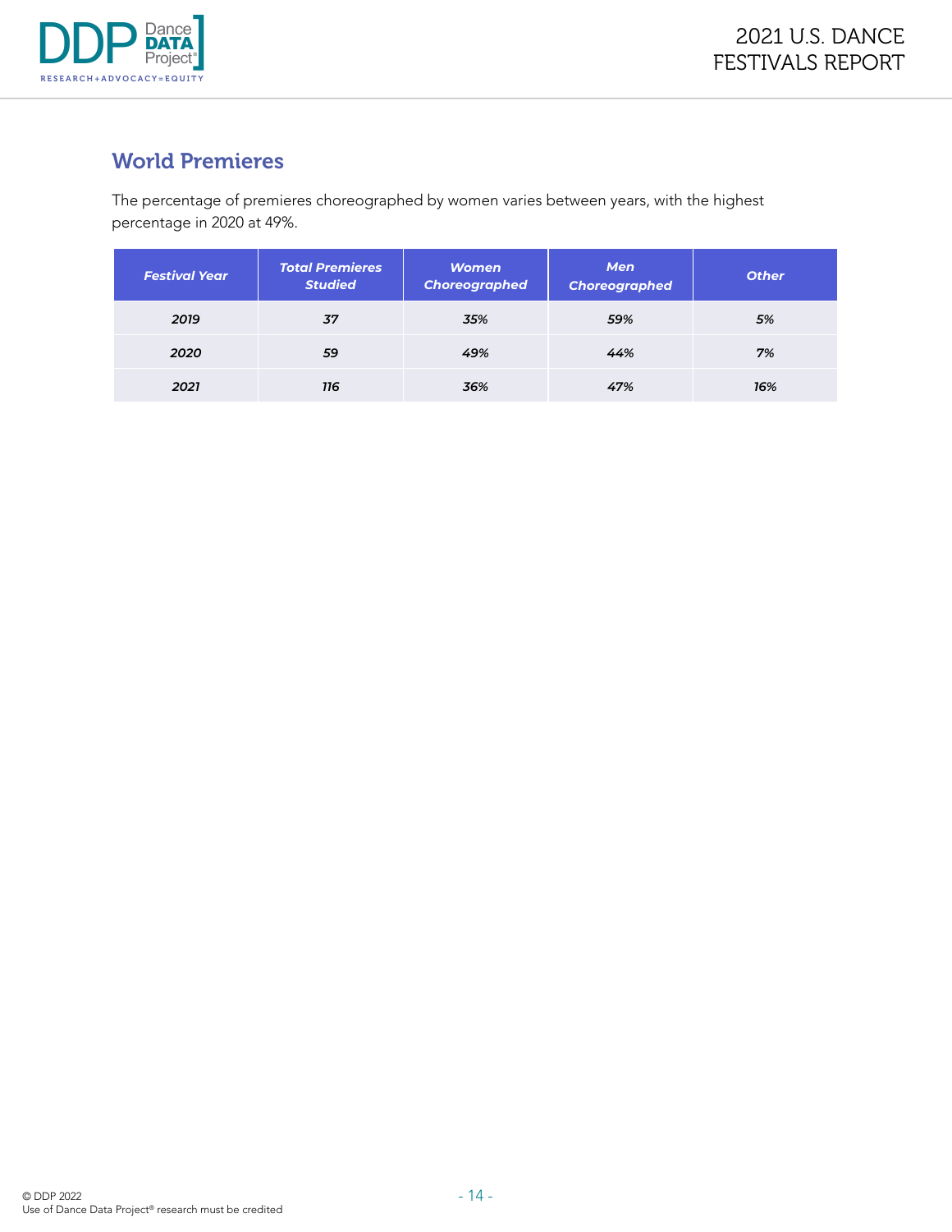## World Premieres

The percentage of premieres choreographed by women varies between years, with the highest percentage in 2020 at 49%.

| Festival Year | Total Premieres Studied | Women Choreographed | Men Choreographed | Other |
|---|---|---|---|---|
| 2019 | 37 | 35% | 59% | 5% |
| 2020 | 59 | 49% | 44% | 7% |
| 2021 | 116 | 36% | 47% | 16% |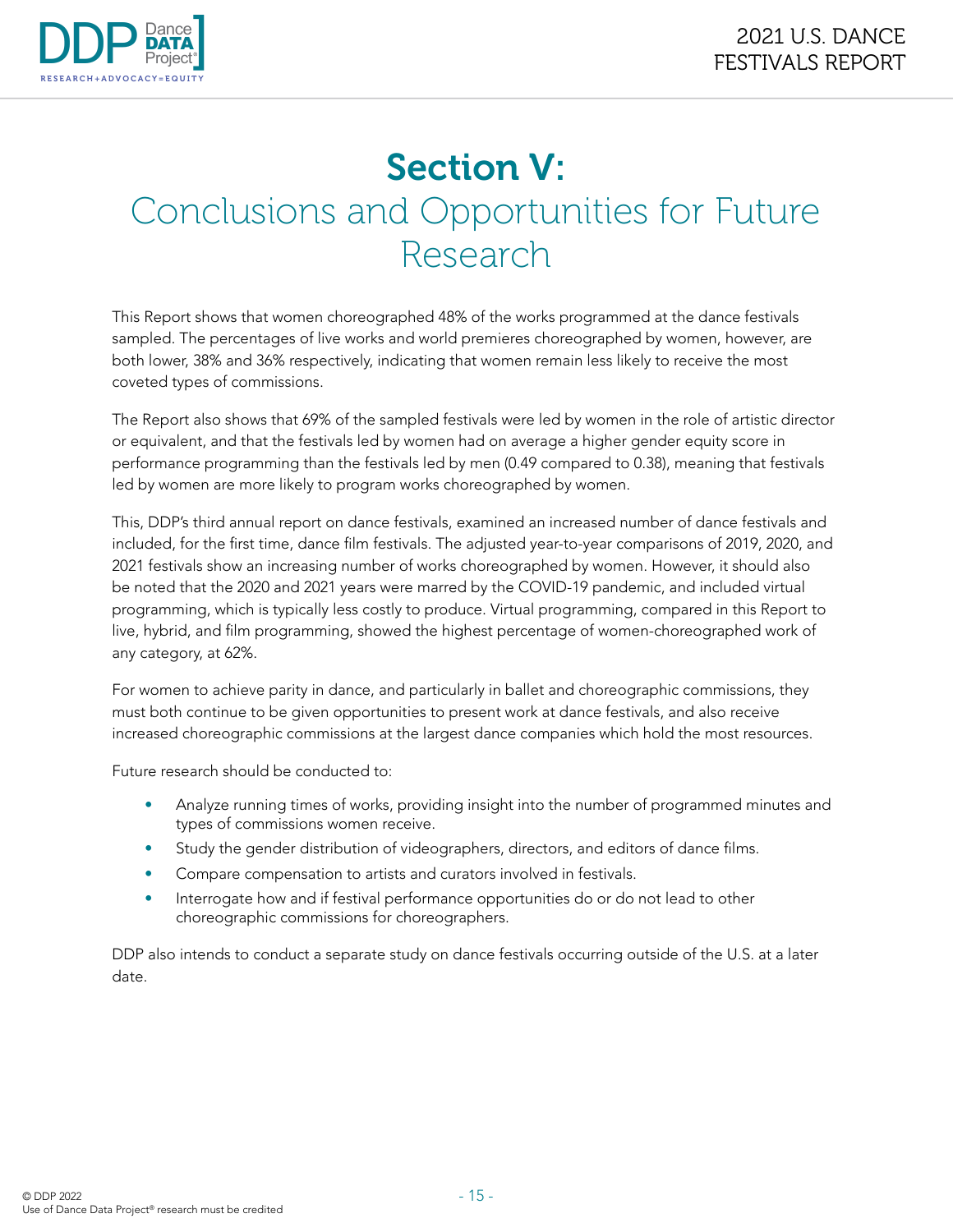# Section V: Conclusions and Opportunities for Future Research

This Report shows that women choreographed 48% of the works programmed at the dance festivals sampled. The percentages of live works and world premieres choreographed by women, however, are both lower, 38% and 36% respectively, indicating that women remain less likely to receive the most coveted types of commissions.

The Report also shows that 69% of the sampled festivals were led by women in the role of artistic director or equivalent, and that the festivals led by women had on average a higher gender equity score in performance programming than the festivals led by men (0.49 compared to 0.38), meaning that festivals led by women are more likely to program works choreographed by women.

This, DDP's third annual report on dance festivals, examined an increased number of dance festivals and included, for the first time, dance film festivals. The adjusted year-to-year comparisons of 2019, 2020, and 2021 festivals show an increasing number of works choreographed by women. However, it should also be noted that the 2020 and 2021 years were marred by the COVID-19 pandemic, and included virtual programming, which is typically less costly to produce. Virtual programming, compared in this Report to live, hybrid, and film programming, showed the highest percentage of women-choreographed work of any category, at 62%.

For women to achieve parity in dance, and particularly in ballet and choreographic commissions, they must both continue to be given opportunities to present work at dance festivals, and also receive increased choreographic commissions at the largest dance companies which hold the most resources.

Future research should be conducted to:

- Analyze running times of works, providing insight into the number of programmed minutes and types of commissions women receive.
- Study the gender distribution of videographers, directors, and editors of dance films.
- Compare compensation to artists and curators involved in festivals.
- Interrogate how and if festival performance opportunities do or do not lead to other choreographic commissions for choreographers.

DDP also intends to conduct a separate study on dance festivals occurring outside of the U.S. at a later date.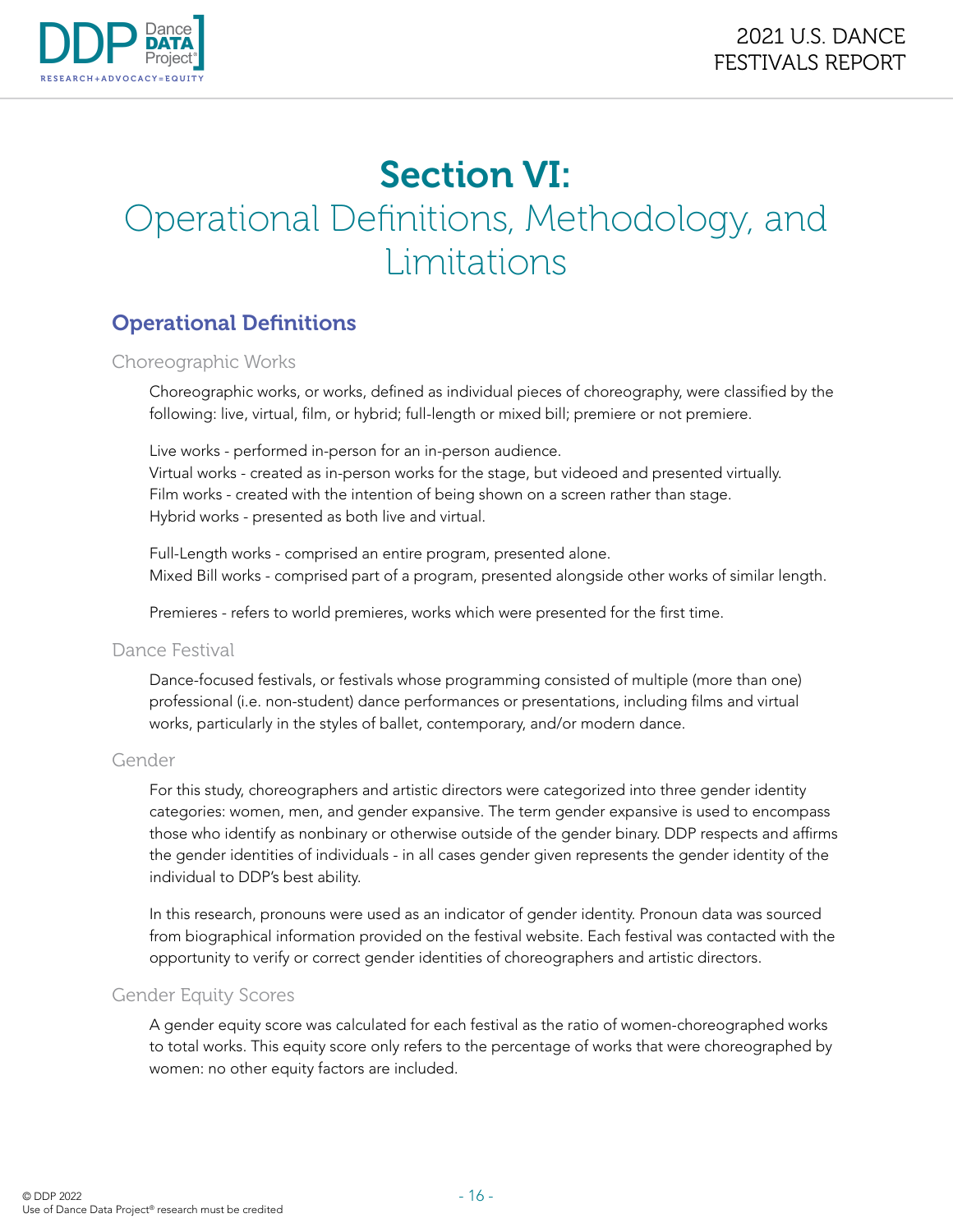# Section VI:
## Operational Definitions, Methodology, and Limitations

### Operational Definitions

#### Choreographic Works

Choreographic works, or works, defined as individual pieces of choreography, were classified by the following: live, virtual, film, or hybrid; full-length or mixed bill; premiere or not premiere.

Live works - performed in-person for an in-person audience.
Virtual works - created as in-person works for the stage, but videoed and presented virtually.
Film works - created with the intention of being shown on a screen rather than stage.
Hybrid works - presented as both live and virtual.

Full-Length works - comprised an entire program, presented alone.
Mixed Bill works - comprised part of a program, presented alongside other works of similar length.

Premieres - refers to world premieres, works which were presented for the first time.

#### Dance Festival

Dance-focused festivals, or festivals whose programming consisted of multiple (more than one) professional (i.e. non-student) dance performances or presentations, including films and virtual works, particularly in the styles of ballet, contemporary, and/or modern dance.

#### Gender

For this study, choreographers and artistic directors were categorized into three gender identity categories: women, men, and gender expansive. The term gender expansive is used to encompass those who identify as nonbinary or otherwise outside of the gender binary. DDP respects and affirms the gender identities of individuals - in all cases gender given represents the gender identity of the individual to DDP's best ability.

In this research, pronouns were used as an indicator of gender identity. Pronoun data was sourced from biographical information provided on the festival website. Each festival was contacted with the opportunity to verify or correct gender identities of choreographers and artistic directors.

#### Gender Equity Scores

A gender equity score was calculated for each festival as the ratio of women-choreographed works to total works. This equity score only refers to the percentage of works that were choreographed by women: no other equity factors are included.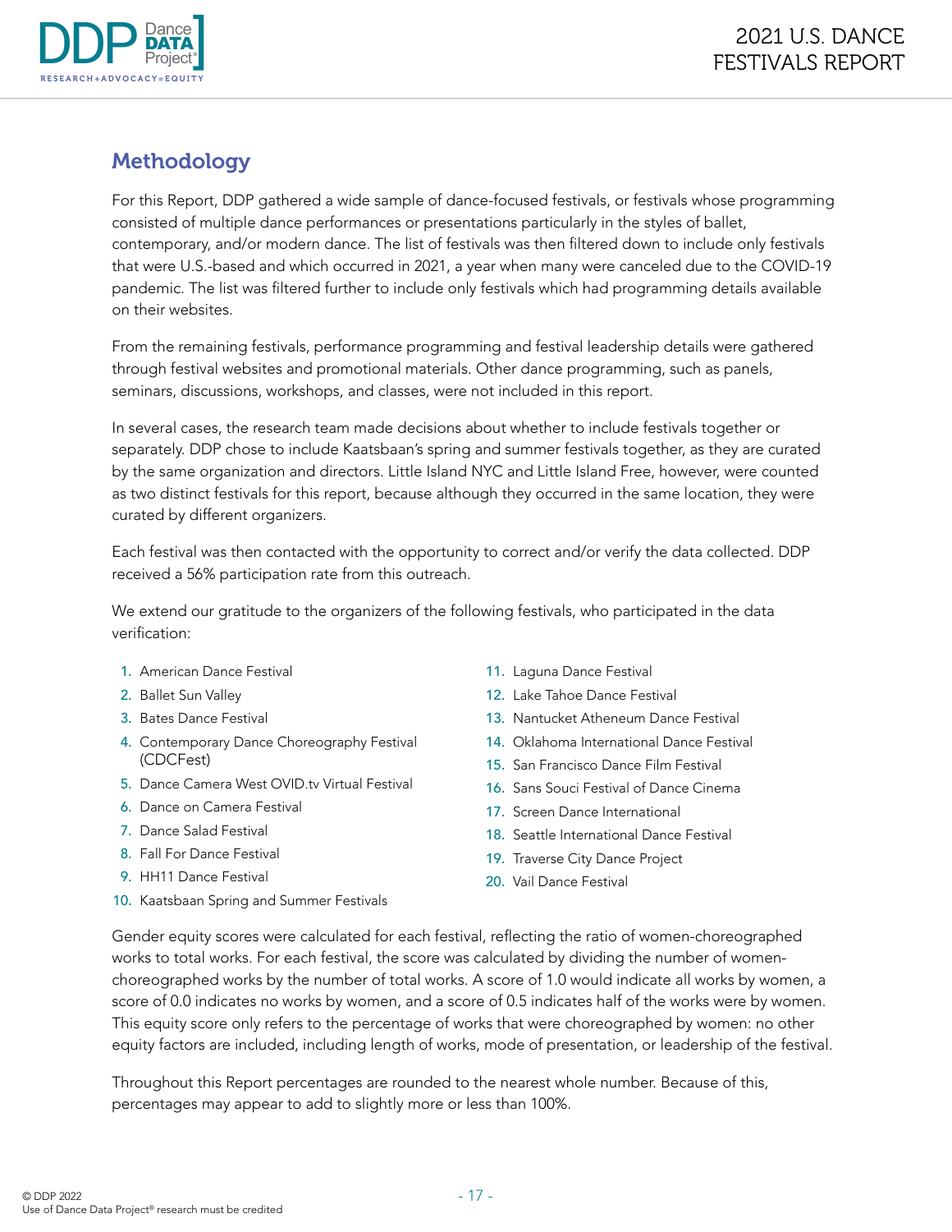## Methodology

For this Report, DDP gathered a wide sample of dance-focused festivals, or festivals whose programming consisted of multiple dance performances or presentations particularly in the styles of ballet, contemporary, and/or modern dance. The list of festivals was then filtered down to include only festivals that were U.S.-based and which occurred in 2021, a year when many were canceled due to the COVID-19 pandemic. The list was filtered further to include only festivals which had programming details available on their websites.

From the remaining festivals, performance programming and festival leadership details were gathered through festival websites and promotional materials. Other dance programming, such as panels, seminars, discussions, workshops, and classes, were not included in this report.

In several cases, the research team made decisions about whether to include festivals together or separately. DDP chose to include Kaatsbaan's spring and summer festivals together, as they are curated by the same organization and directors. Little Island NYC and Little Island Free, however, were counted as two distinct festivals for this report, because although they occurred in the same location, they were curated by different organizers.

Each festival was then contacted with the opportunity to correct and/or verify the data collected. DDP received a 56% participation rate from this outreach.

We extend our gratitude to the organizers of the following festivals, who participated in the data verification:

1. American Dance Festival
2. Ballet Sun Valley
3. Bates Dance Festival
4. Contemporary Dance Choreography Festival (CDCFest)
5. Dance Camera West OVID.tv Virtual Festival
6. Dance on Camera Festival
7. Dance Salad Festival
8. Fall For Dance Festival
9. HH11 Dance Festival
10. Kaatsbaan Spring and Summer Festivals
11. Laguna Dance Festival
12. Lake Tahoe Dance Festival
13. Nantucket Atheneum Dance Festival
14. Oklahoma International Dance Festival
15. San Francisco Dance Film Festival
16. Sans Souci Festival of Dance Cinema
17. Screen Dance International
18. Seattle International Dance Festival
19. Traverse City Dance Project
20. Vail Dance Festival

Gender equity scores were calculated for each festival, reflecting the ratio of women-choreographed works to total works. For each festival, the score was calculated by dividing the number of women-choreographed works by the number of total works. A score of 1.0 would indicate all works by women, a score of 0.0 indicates no works by women, and a score of 0.5 indicates half of the works were by women. This equity score only refers to the percentage of works that were choreographed by women: no other equity factors are included, including length of works, mode of presentation, or leadership of the festival.

Throughout this Report percentages are rounded to the nearest whole number. Because of this, percentages may appear to add to slightly more or less than 100%.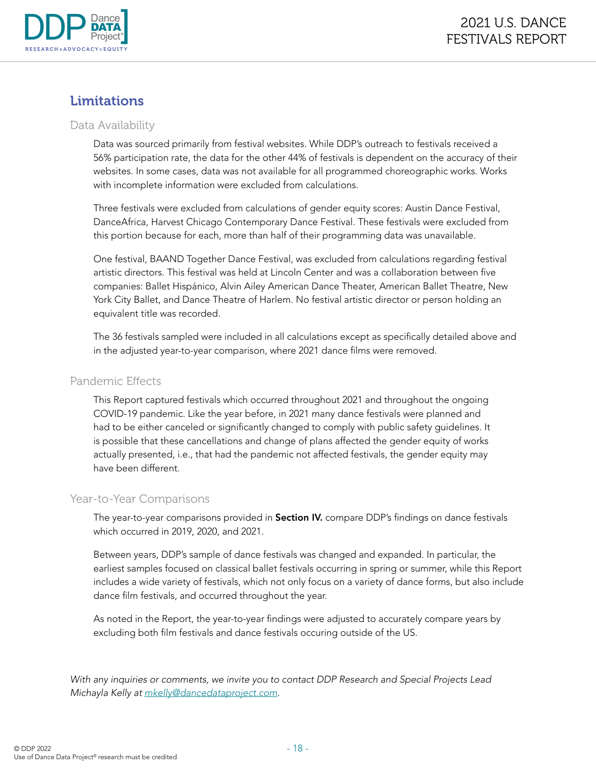## Limitations

### Data Availability

Data was sourced primarily from festival websites. While DDP's outreach to festivals received a 56% participation rate, the data for the other 44% of festivals is dependent on the accuracy of their websites. In some cases, data was not available for all programmed choreographic works. Works with incomplete information were excluded from calculations.

Three festivals were excluded from calculations of gender equity scores: Austin Dance Festival, DanceAfrica, Harvest Chicago Contemporary Dance Festival. These festivals were excluded from this portion because for each, more than half of their programming data was unavailable.

One festival, BAAND Together Dance Festival, was excluded from calculations regarding festival artistic directors. This festival was held at Lincoln Center and was a collaboration between five companies: Ballet Hispánico, Alvin Ailey American Dance Theater, American Ballet Theatre, New York City Ballet, and Dance Theatre of Harlem. No festival artistic director or person holding an equivalent title was recorded.

The 36 festivals sampled were included in all calculations except as specifically detailed above and in the adjusted year-to-year comparison, where 2021 dance films were removed.

### Pandemic Effects

This Report captured festivals which occurred throughout 2021 and throughout the ongoing COVID-19 pandemic. Like the year before, in 2021 many dance festivals were planned and had to be either canceled or significantly changed to comply with public safety guidelines. It is possible that these cancellations and change of plans affected the gender equity of works actually presented, i.e., that had the pandemic not affected festivals, the gender equity may have been different.

### Year-to-Year Comparisons

The year-to-year comparisons provided in **Section IV.** compare DDP's findings on dance festivals which occurred in 2019, 2020, and 2021.

Between years, DDP's sample of dance festivals was changed and expanded. In particular, the earliest samples focused on classical ballet festivals occurring in spring or summer, while this Report includes a wide variety of festivals, which not only focus on a variety of dance forms, but also include dance film festivals, and occurred throughout the year.

As noted in the Report, the year-to-year findings were adjusted to accurately compare years by excluding both film festivals and dance festivals occuring outside of the US.

*With any inquiries or comments, we invite you to contact DDP Research and Special Projects Lead Michayla Kelly at mkelly@dancedataproject.com.*